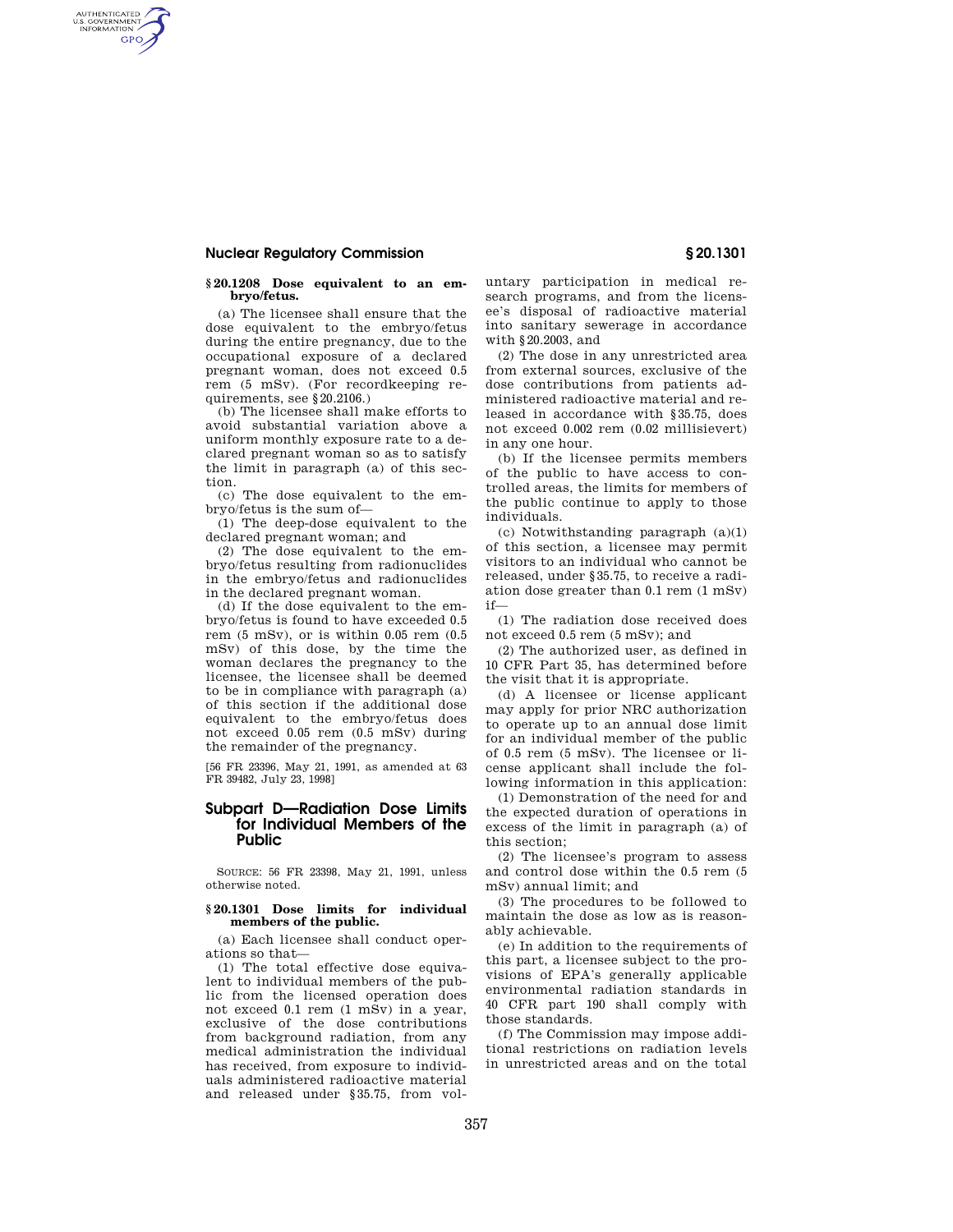### § 20.1208 Dose equivalent to an embryo/fetus.

(a) The licensee shall ensure that the dose equivalent to the embryo/fetus during the entire pregnancy, due to the occupational exposure of a declared pregnant woman, does not exceed 0.5 rem (5 mSv). (For recordkeeping requirements, see § 20.2106.)

(b) The licensee shall make efforts to avoid substantial variation above a uniform monthly exposure rate to a declared pregnant woman so as to satisfy the limit in paragraph (a) of this section.

(c) The dose equivalent to the embryo/fetus is the sum of—

(1) The deep-dose equivalent to the declared pregnant woman; and

(2) The dose equivalent to the embryo/fetus resulting from radionuclides in the embryo/fetus and radionuclides in the declared pregnant woman.

(d) If the dose equivalent to the embryo/fetus is found to have exceeded 0.5 rem (5 mSv), or is within 0.05 rem (0.5 mSv) of this dose, by the time the woman declares the pregnancy to the licensee, the licensee shall be deemed to be in compliance with paragraph (a) of this section if the additional dose equivalent to the embryo/fetus does not exceed 0.05 rem (0.5 mSv) during the remainder of the pregnancy.

[56 FR 23396, May 21, 1991, as amended at 63 FR 39482, July 23, 1998]

## Subpart D—Radiation Dose Limits for Individual Members of the Public

SOURCE: 56 FR 23398, May 21, 1991, unless otherwise noted.

### § 20.1301 Dose limits for individual members of the public.

(a) Each licensee shall conduct operations so that—

(1) The total effective dose equivalent to individual members of the public from the licensed operation does not exceed 0.1 rem (1 mSv) in a year, exclusive of the dose contributions from background radiation, from any medical administration the individual has received, from exposure to individuals administered radioactive material and released under § 35.75, from voluntary participation in medical research programs, and from the licensee's disposal of radioactive material into sanitary sewerage in accordance with § 20.2003, and

(2) The dose in any unrestricted area from external sources, exclusive of the dose contributions from patients administered radioactive material and released in accordance with § 35.75, does not exceed 0.002 rem (0.02 millisievert) in any one hour.

(b) If the licensee permits members of the public to have access to controlled areas, the limits for members of the public continue to apply to those individuals.

(c) Notwithstanding paragraph (a)(1) of this section, a licensee may permit visitors to an individual who cannot be released, under § 35.75, to receive a radiation dose greater than 0.1 rem (1 mSv) if—

(1) The radiation dose received does not exceed 0.5 rem (5 mSv); and

(2) The authorized user, as defined in 10 CFR Part 35, has determined before the visit that it is appropriate.

(d) A licensee or license applicant may apply for prior NRC authorization to operate up to an annual dose limit for an individual member of the public of 0.5 rem (5 mSv). The licensee or license applicant shall include the following information in this application:

(1) Demonstration of the need for and the expected duration of operations in excess of the limit in paragraph (a) of this section;

(2) The licensee's program to assess and control dose within the 0.5 rem (5 mSv) annual limit; and

(3) The procedures to be followed to maintain the dose as low as is reasonably achievable.

(e) In addition to the requirements of this part, a licensee subject to the provisions of EPA's generally applicable environmental radiation standards in 40 CFR part 190 shall comply with those standards.

(f) The Commission may impose additional restrictions on radiation levels in unrestricted areas and on the total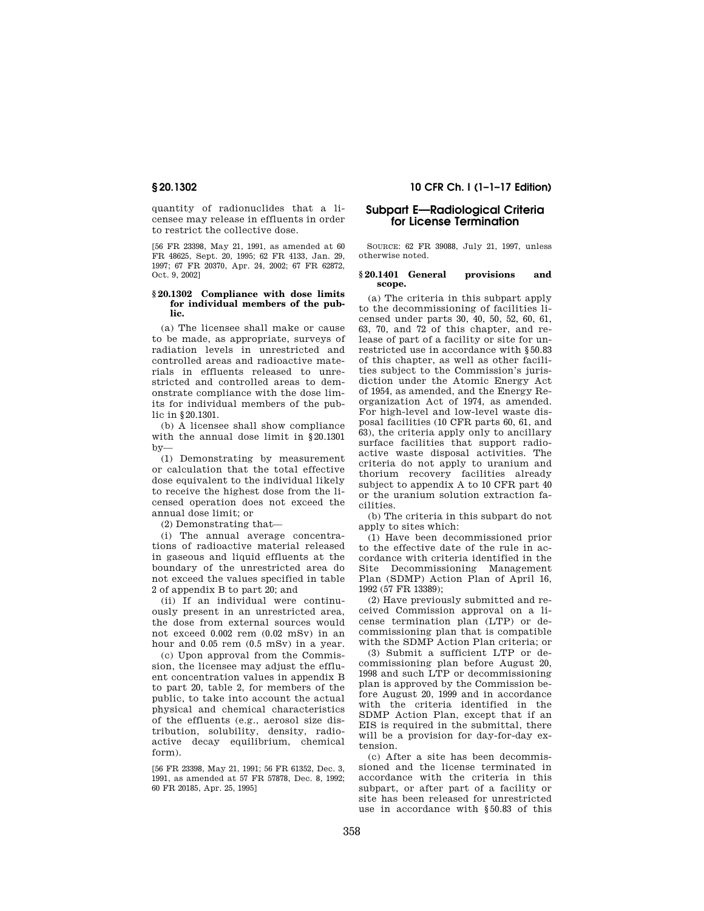quantity of radionuclides that a licensee may release in effluents in order to restrict the collective dose.

[56 FR 23398, May 21, 1991, as amended at 60 FR 48625, Sept. 20, 1995; 62 FR 4133, Jan. 29, 1997; 67 FR 20370, Apr. 24, 2002; 67 FR 62872, Oct. 9, 2002]

### § 20.1302 Compliance with dose limits for individual members of the public.

(a) The licensee shall make or cause to be made, as appropriate, surveys of radiation levels in unrestricted and controlled areas and radioactive materials in effluents released to unrestricted and controlled areas to demonstrate compliance with the dose limits for individual members of the public in § 20.1301.

(b) A licensee shall show compliance with the annual dose limit in § 20.1301 by—

(1) Demonstrating by measurement or calculation that the total effective dose equivalent to the individual likely to receive the highest dose from the licensed operation does not exceed the annual dose limit; or

(2) Demonstrating that—

(i) The annual average concentrations of radioactive material released in gaseous and liquid effluents at the boundary of the unrestricted area do not exceed the values specified in table 2 of appendix B to part 20; and

(ii) If an individual were continuously present in an unrestricted area, the dose from external sources would not exceed 0.002 rem (0.02 mSv) in an hour and 0.05 rem (0.5 mSv) in a year.

(c) Upon approval from the Commission, the licensee may adjust the effluent concentration values in appendix B to part 20, table 2, for members of the public, to take into account the actual physical and chemical characteristics of the effluents (e.g., aerosol size distribution, solubility, density, radioactive decay equilibrium, chemical form).

[56 FR 23398, May 21, 1991; 56 FR 61352, Dec. 3, 1991, as amended at 57 FR 57878, Dec. 8, 1992; 60 FR 20185, Apr. 25, 1995]

## Subpart E—Radiological Criteria for License Termination

SOURCE: 62 FR 39088, July 21, 1997, unless otherwise noted.

### § 20.1401 General provisions and scope.

(a) The criteria in this subpart apply to the decommissioning of facilities licensed under parts 30, 40, 50, 52, 60, 61, 63, 70, and 72 of this chapter, and release of part of a facility or site for unrestricted use in accordance with § 50.83 of this chapter, as well as other facilities subject to the Commission's jurisdiction under the Atomic Energy Act of 1954, as amended, and the Energy Reorganization Act of 1974, as amended. For high-level and low-level waste disposal facilities (10 CFR parts 60, 61, and 63), the criteria apply only to ancillary surface facilities that support radioactive waste disposal activities. The criteria do not apply to uranium and thorium recovery facilities already subject to appendix A to 10 CFR part 40 or the uranium solution extraction facilities.

(b) The criteria in this subpart do not apply to sites which:

(1) Have been decommissioned prior to the effective date of the rule in accordance with criteria identified in the Site Decommissioning Management Plan (SDMP) Action Plan of April 16, 1992 (57 FR 13389);

(2) Have previously submitted and received Commission approval on a license termination plan (LTP) or decommissioning plan that is compatible with the SDMP Action Plan criteria; or

(3) Submit a sufficient LTP or decommissioning plan before August 20, 1998 and such LTP or decommissioning plan is approved by the Commission before August 20, 1999 and in accordance with the criteria identified in the SDMP Action Plan, except that if an EIS is required in the submittal, there will be a provision for day-for-day extension.

(c) After a site has been decommissioned and the license terminated in accordance with the criteria in this subpart, or after part of a facility or site has been released for unrestricted use in accordance with § 50.83 of this